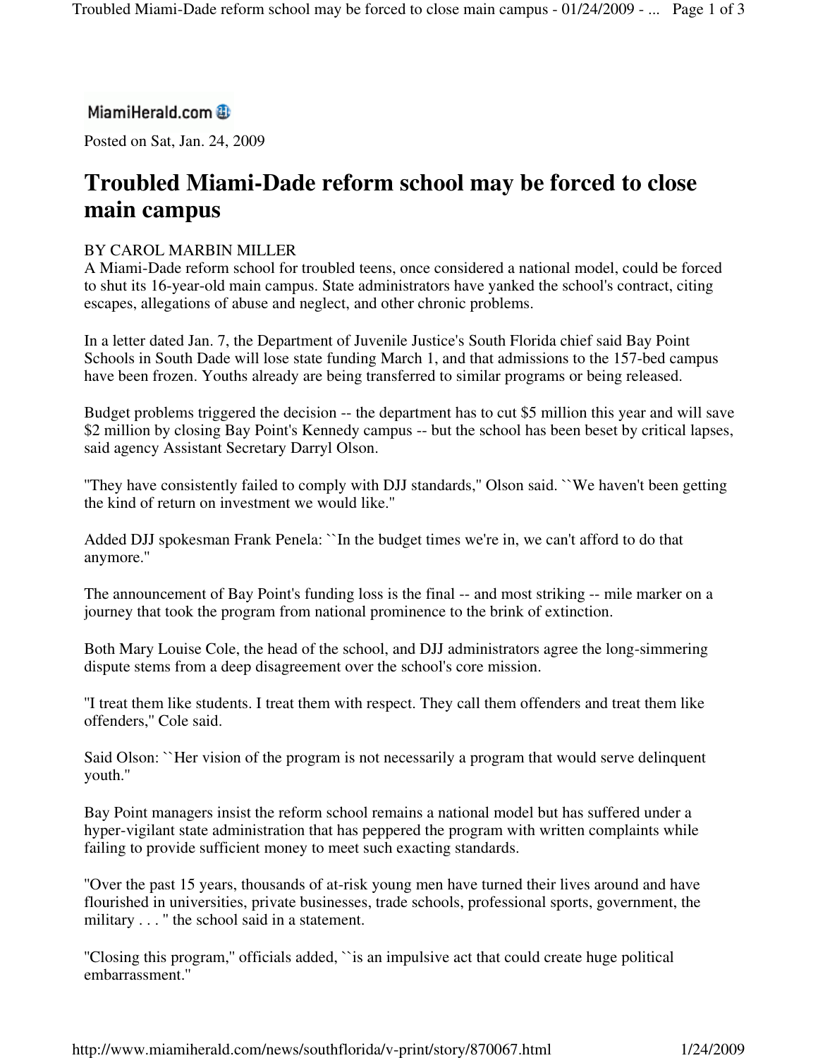MiamiHerald.com

Posted on Sat, Jan. 24, 2009

# Troubled Miami-Dade reform school may be forced to close main campus

BY CAROL MARBIN MILLER

A Miami-Dade reform school for troubled teens, once considered a national model, could be forced to shut its 16-year-old main campus. State administrators have yanked the school's contract, citing escapes, allegations of abuse and neglect, and other chronic problems.

In a letter dated Jan. 7, the Department of Juvenile Justice's South Florida chief said Bay Point Schools in South Dade will lose state funding March 1, and that admissions to the 157-bed campus have been frozen. Youths already are being transferred to similar programs or being released.

Budget problems triggered the decision -- the department has to cut $5 million this year and will save $2 million by closing Bay Point's Kennedy campus -- but the school has been beset by critical lapses, said agency Assistant Secretary Darryl Olson.

"They have consistently failed to comply with DJJ standards," Olson said. ``We haven't been getting the kind of return on investment we would like."

Added DJJ spokesman Frank Penela: ``In the budget times we're in, we can't afford to do that anymore."

The announcement of Bay Point's funding loss is the final -- and most striking -- mile marker on a journey that took the program from national prominence to the brink of extinction.

Both Mary Louise Cole, the head of the school, and DJJ administrators agree the long-simmering dispute stems from a deep disagreement over the school's core mission.

"I treat them like students. I treat them with respect. They call them offenders and treat them like offenders," Cole said.

Said Olson: ``Her vision of the program is not necessarily a program that would serve delinquent youth."

Bay Point managers insist the reform school remains a national model but has suffered under a hyper-vigilant state administration that has peppered the program with written complaints while failing to provide sufficient money to meet such exacting standards.

"Over the past 15 years, thousands of at-risk young men have turned their lives around and have flourished in universities, private businesses, trade schools, professional sports, government, the military . . . " the school said in a statement.

"Closing this program," officials added, ``is an impulsive act that could create huge political embarrassment."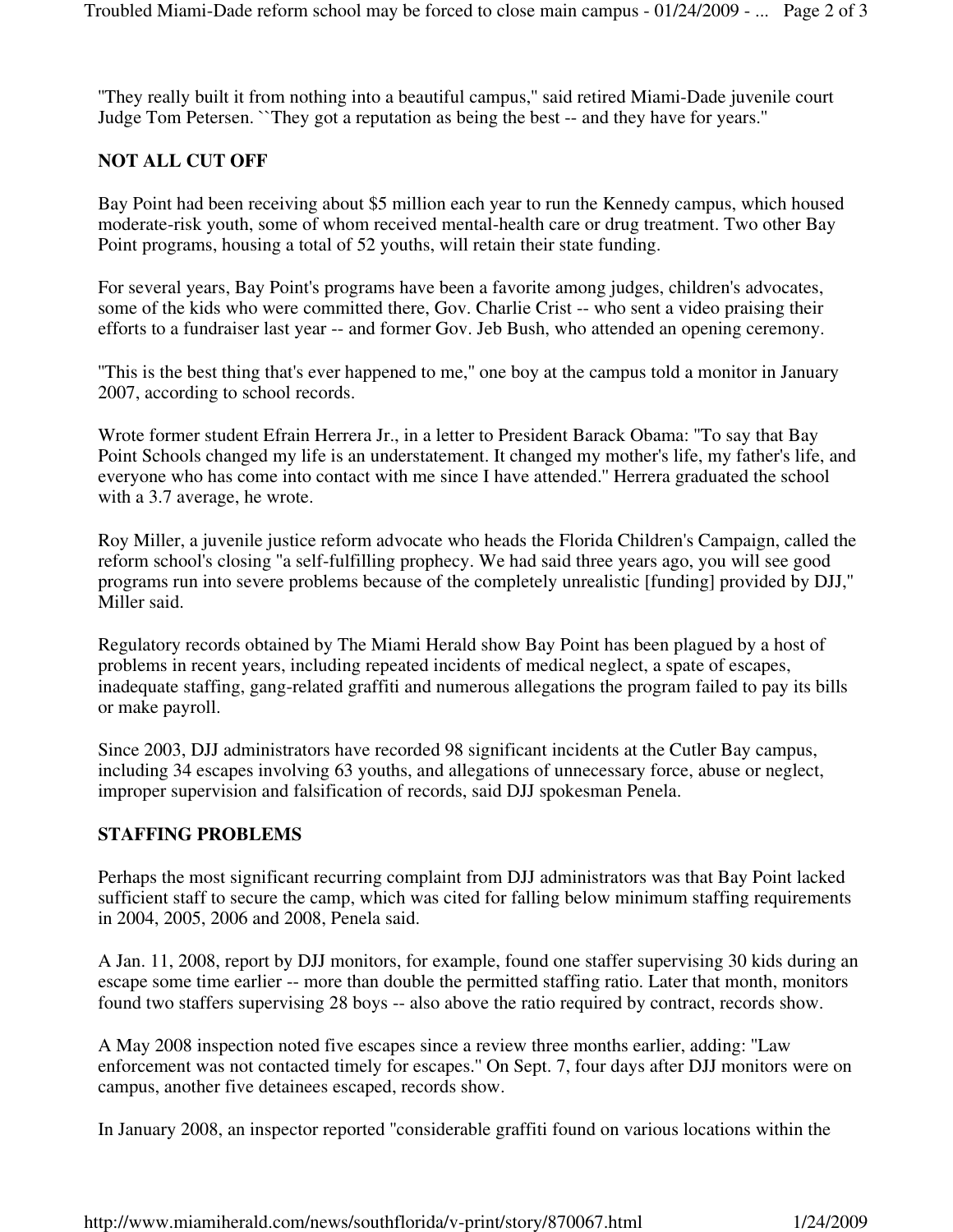"They really built it from nothing into a beautiful campus," said retired Miami-Dade juvenile court Judge Tom Petersen. ``They got a reputation as being the best -- and they have for years."

**NOT ALL CUT OFF**

Bay Point had been receiving about $5 million each year to run the Kennedy campus, which housed moderate-risk youth, some of whom received mental-health care or drug treatment. Two other Bay Point programs, housing a total of 52 youths, will retain their state funding.

For several years, Bay Point's programs have been a favorite among judges, children's advocates, some of the kids who were committed there, Gov. Charlie Crist -- who sent a video praising their efforts to a fundraiser last year -- and former Gov. Jeb Bush, who attended an opening ceremony.

"This is the best thing that's ever happened to me," one boy at the campus told a monitor in January 2007, according to school records.

Wrote former student Efrain Herrera Jr., in a letter to President Barack Obama: "To say that Bay Point Schools changed my life is an understatement. It changed my mother's life, my father's life, and everyone who has come into contact with me since I have attended." Herrera graduated the school with a 3.7 average, he wrote.

Roy Miller, a juvenile justice reform advocate who heads the Florida Children's Campaign, called the reform school's closing "a self-fulfilling prophecy. We had said three years ago, you will see good programs run into severe problems because of the completely unrealistic [funding] provided by DJJ," Miller said.

Regulatory records obtained by The Miami Herald show Bay Point has been plagued by a host of problems in recent years, including repeated incidents of medical neglect, a spate of escapes, inadequate staffing, gang-related graffiti and numerous allegations the program failed to pay its bills or make payroll.

Since 2003, DJJ administrators have recorded 98 significant incidents at the Cutler Bay campus, including 34 escapes involving 63 youths, and allegations of unnecessary force, abuse or neglect, improper supervision and falsification of records, said DJJ spokesman Penela.

**STAFFING PROBLEMS**

Perhaps the most significant recurring complaint from DJJ administrators was that Bay Point lacked sufficient staff to secure the camp, which was cited for falling below minimum staffing requirements in 2004, 2005, 2006 and 2008, Penela said.

A Jan. 11, 2008, report by DJJ monitors, for example, found one staffer supervising 30 kids during an escape some time earlier -- more than double the permitted staffing ratio. Later that month, monitors found two staffers supervising 28 boys -- also above the ratio required by contract, records show.

A May 2008 inspection noted five escapes since a review three months earlier, adding: "Law enforcement was not contacted timely for escapes." On Sept. 7, four days after DJJ monitors were on campus, another five detainees escaped, records show.

In January 2008, an inspector reported "considerable graffiti found on various locations within the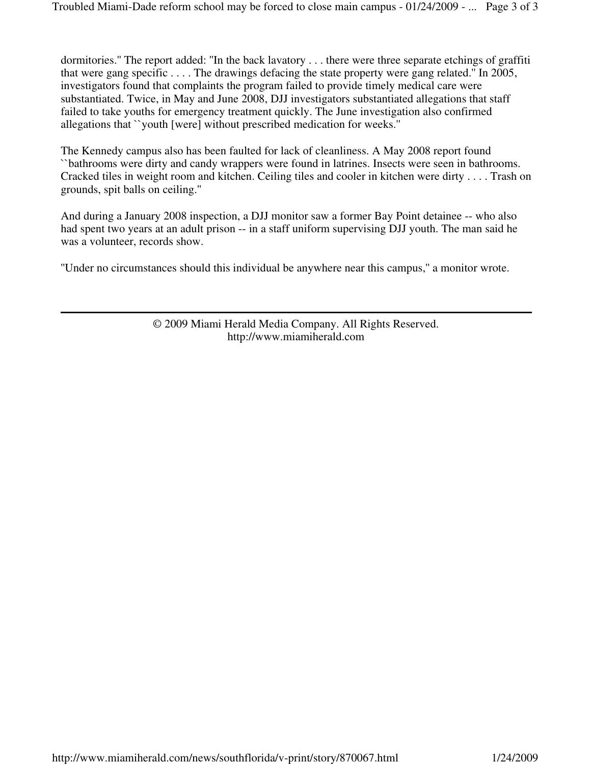dormitories." The report added: "In the back lavatory . . . there were three separate etchings of graffiti that were gang specific . . . . The drawings defacing the state property were gang related." In 2005, investigators found that complaints the program failed to provide timely medical care were substantiated. Twice, in May and June 2008, DJJ investigators substantiated allegations that staff failed to take youths for emergency treatment quickly. The June investigation also confirmed allegations that ``youth [were] without prescribed medication for weeks."

The Kennedy campus also has been faulted for lack of cleanliness. A May 2008 report found ``bathrooms were dirty and candy wrappers were found in latrines. Insects were seen in bathrooms. Cracked tiles in weight room and kitchen. Ceiling tiles and cooler in kitchen were dirty . . . . Trash on grounds, spit balls on ceiling."

And during a January 2008 inspection, a DJJ monitor saw a former Bay Point detainee -- who also had spent two years at an adult prison -- in a staff uniform supervising DJJ youth. The man said he was a volunteer, records show.

"Under no circumstances should this individual be anywhere near this campus," a monitor wrote.

---

© 2009 Miami Herald Media Company. All Rights Reserved.
http://www.miamiherald.com